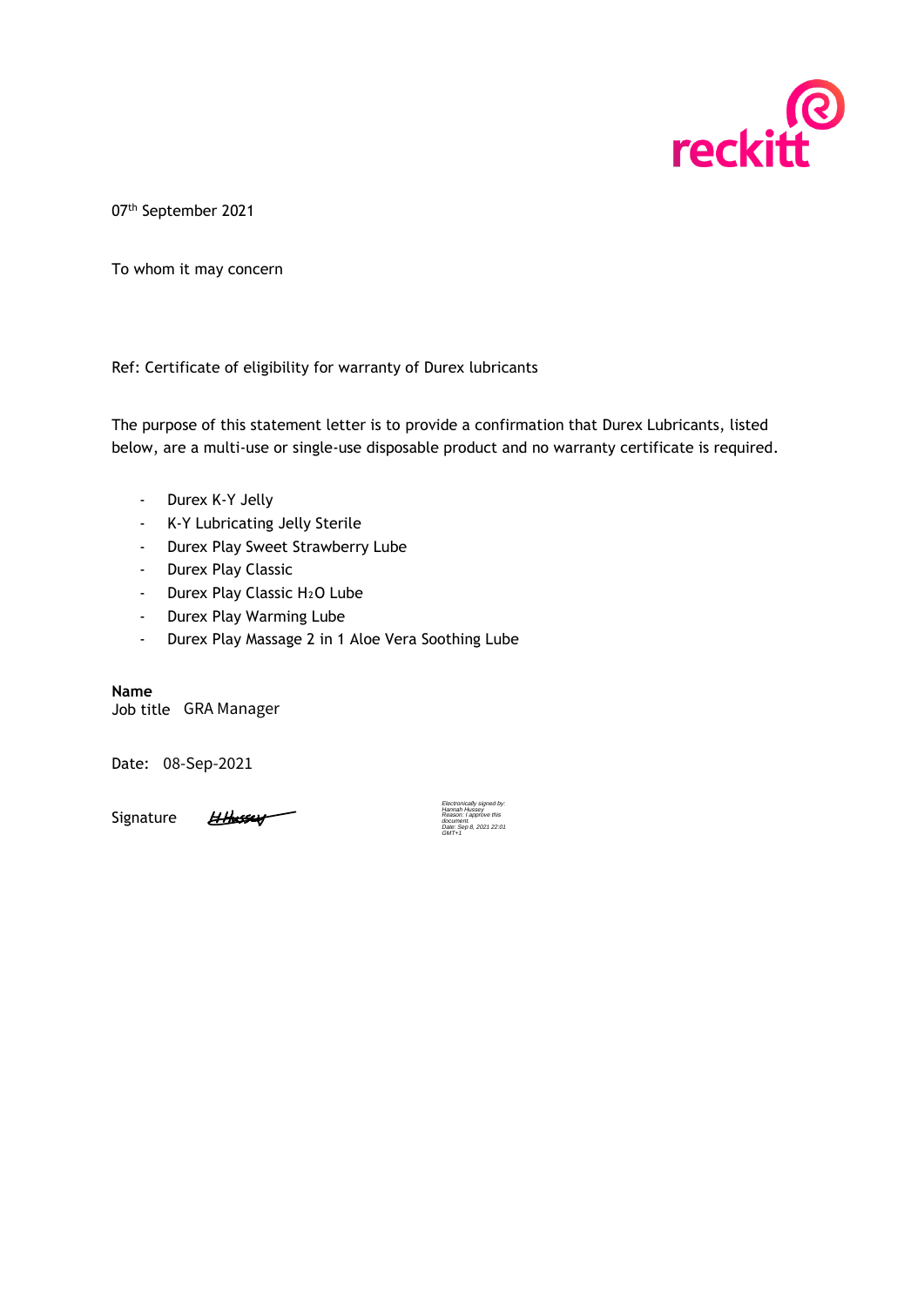reckitt

07[th] September 2021

To whom it may concern

Ref: Certificate of eligibility for warranty of Durex lubricants

The purpose of this statement letter is to provide a confirmation that Durex Lubricants, listed below, are a multi-use or single-use disposable product and no warranty certificate is required.

- Durex K-Y Jelly
- K-Y Lubricating Jelly Sterile
- Durex Play Sweet Strawberry Lube
- Durex Play Classic
- Durex Play Classic $H_2O$ Lube
- Durex Play Warming Lube
- Durex Play Massage 2 in 1 Aloe Vera Soothing Lube

**Name**
Job title GRA Manager

Date: 08-Sep-2021

Signature H Hussey

*Electronically signed by: Hannah Hussey Reason: I approve this document. Date: Sep 8, 2021 22:01 GMT+1*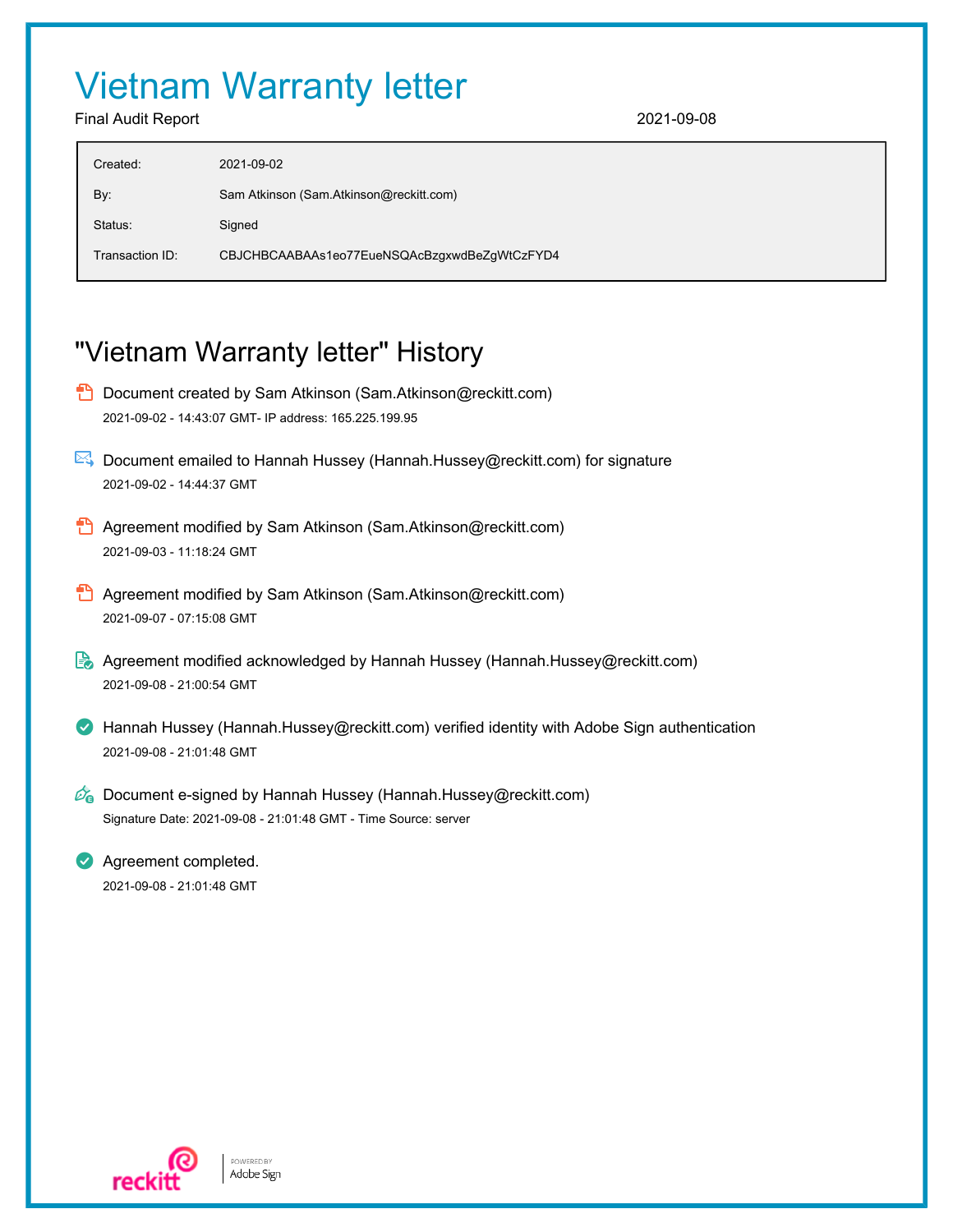# Vietnam Warranty letter

Final Audit Report 2021-09-08

| | |
|---|---|
| Created: | 2021-09-02 |
| By: | Sam Atkinson (Sam.Atkinson@reckitt.com) |
| Status: | Signed |
| Transaction ID: | CBJCHBCAABAAs1eo77EueNSQAcBzgxwdBeZgWtCzFYD4 |

## "Vietnam Warranty letter" History

- Document created by Sam Atkinson (Sam.Atkinson@reckitt.com)
  2021-09-02 - 14:43:07 GMT- IP address: 165.225.199.95

- Document emailed to Hannah Hussey (Hannah.Hussey@reckitt.com) for signature
  2021-09-02 - 14:44:37 GMT

- Agreement modified by Sam Atkinson (Sam.Atkinson@reckitt.com)
  2021-09-03 - 11:18:24 GMT

- Agreement modified by Sam Atkinson (Sam.Atkinson@reckitt.com)
  2021-09-07 - 07:15:08 GMT

- Agreement modified acknowledged by Hannah Hussey (Hannah.Hussey@reckitt.com)
  2021-09-08 - 21:00:54 GMT

- Hannah Hussey (Hannah.Hussey@reckitt.com) verified identity with Adobe Sign authentication
  2021-09-08 - 21:01:48 GMT

- Document e-signed by Hannah Hussey (Hannah.Hussey@reckitt.com)
  Signature Date: 2021-09-08 - 21:01:48 GMT - Time Source: server

- Agreement completed.
  2021-09-08 - 21:01:48 GMT

reckitt | POWERED BY Adobe Sign